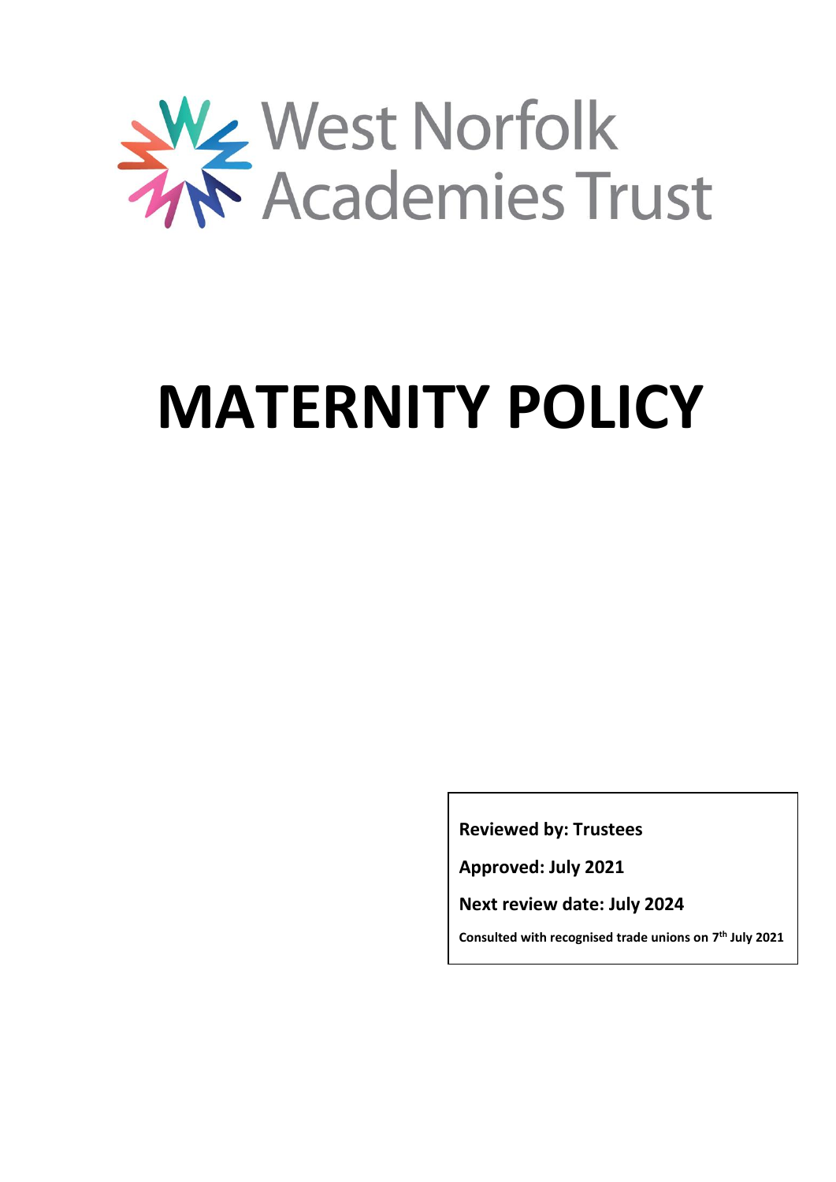West Norfolk Academies Trust

# MATERNITY POLICY

**Reviewed by: Trustees**

**Approved: July 2021**

**Next review date: July 2024**

**Consulted with recognised trade unions on 7th July 2021**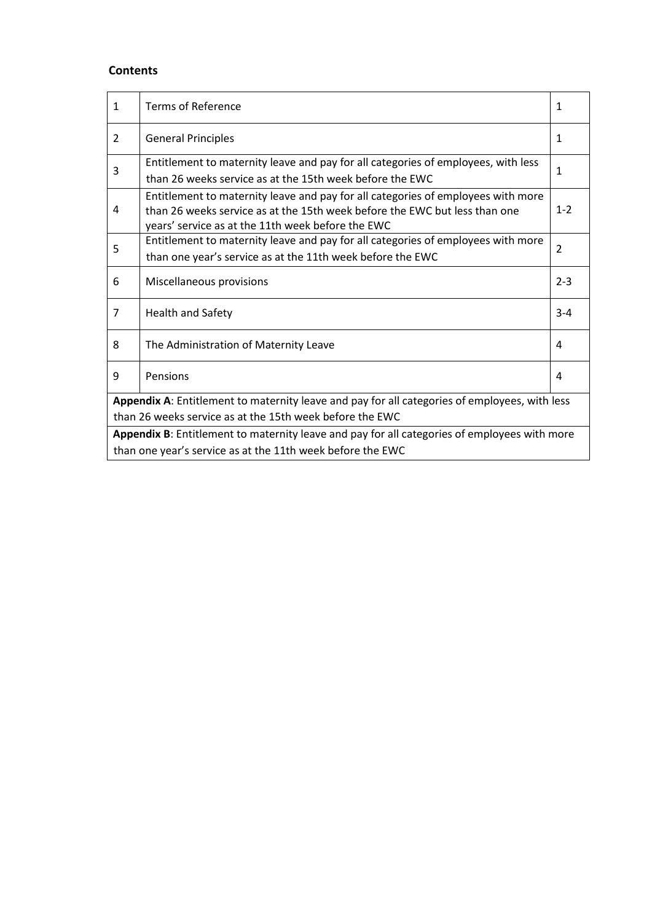**Contents**

| | | |
|---|---|---|
| 1 | Terms of Reference | 1 |
| 2 | General Principles | 1 |
| 3 | Entitlement to maternity leave and pay for all categories of employees, with less than 26 weeks service as at the 15th week before the EWC | 1 |
| 4 | Entitlement to maternity leave and pay for all categories of employees with more than 26 weeks service as at the 15th week before the EWC but less than one years' service as at the 11th week before the EWC | 1-2 |
| 5 | Entitlement to maternity leave and pay for all categories of employees with more than one year's service as at the 11th week before the EWC | 2 |
| 6 | Miscellaneous provisions | 2-3 |
| 7 | Health and Safety | 3-4 |
| 8 | The Administration of Maternity Leave | 4 |
| 9 | Pensions | 4 |
| **Appendix A**: Entitlement to maternity leave and pay for all categories of employees, with less than 26 weeks service as at the 15th week before the EWC | | |
| **Appendix B**: Entitlement to maternity leave and pay for all categories of employees with more than one year's service as at the 11th week before the EWC | | |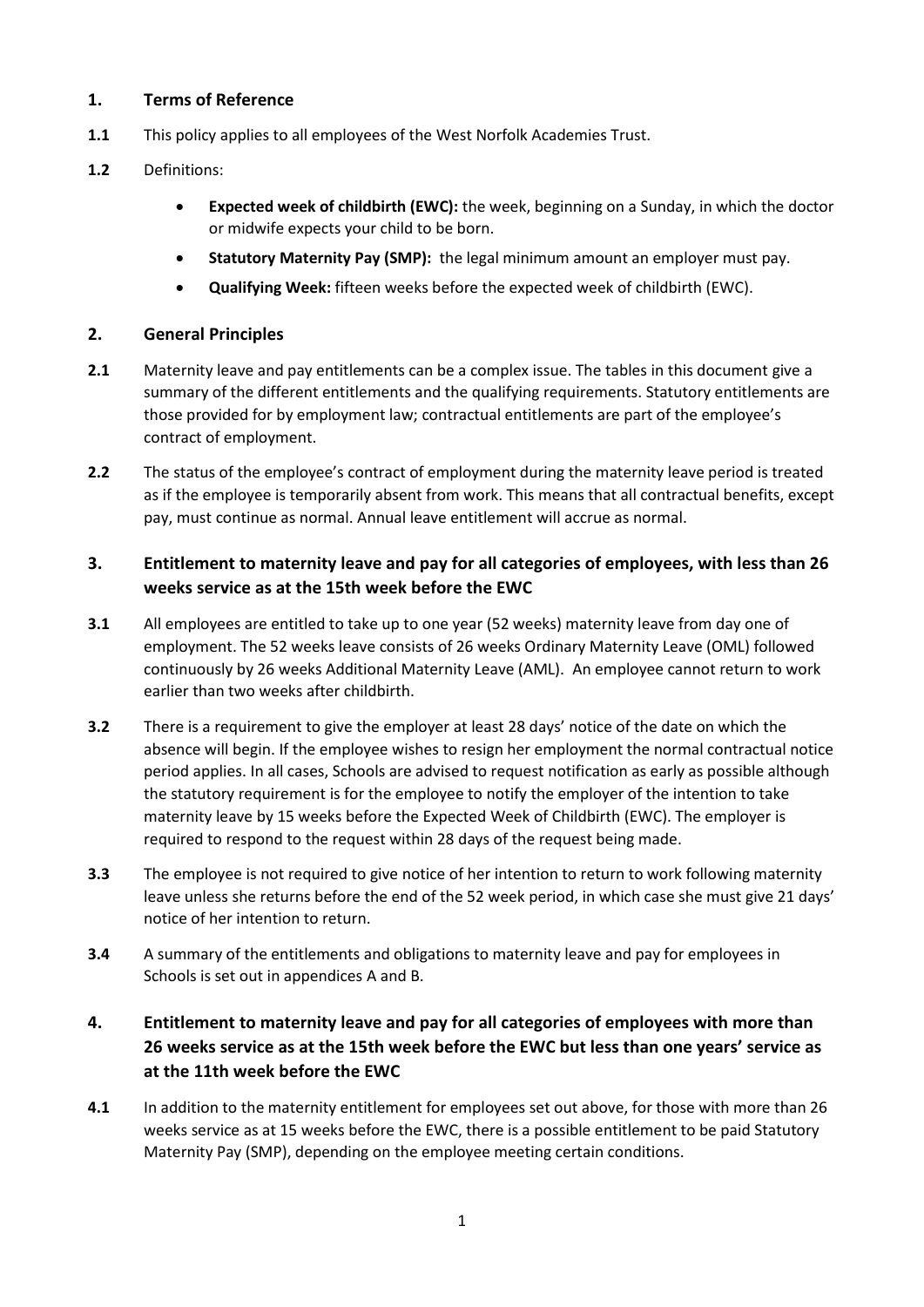## 1. Terms of Reference

**1.1** This policy applies to all employees of the West Norfolk Academies Trust.

**1.2** Definitions:

- **Expected week of childbirth (EWC):** the week, beginning on a Sunday, in which the doctor or midwife expects your child to be born.
- **Statutory Maternity Pay (SMP):** the legal minimum amount an employer must pay.
- **Qualifying Week:** fifteen weeks before the expected week of childbirth (EWC).

## 2. General Principles

**2.1** Maternity leave and pay entitlements can be a complex issue. The tables in this document give a summary of the different entitlements and the qualifying requirements. Statutory entitlements are those provided for by employment law; contractual entitlements are part of the employee's contract of employment.

**2.2** The status of the employee's contract of employment during the maternity leave period is treated as if the employee is temporarily absent from work. This means that all contractual benefits, except pay, must continue as normal. Annual leave entitlement will accrue as normal.

## 3. Entitlement to maternity leave and pay for all categories of employees, with less than 26 weeks service as at the 15th week before the EWC

**3.1** All employees are entitled to take up to one year (52 weeks) maternity leave from day one of employment. The 52 weeks leave consists of 26 weeks Ordinary Maternity Leave (OML) followed continuously by 26 weeks Additional Maternity Leave (AML). An employee cannot return to work earlier than two weeks after childbirth.

**3.2** There is a requirement to give the employer at least 28 days' notice of the date on which the absence will begin. If the employee wishes to resign her employment the normal contractual notice period applies. In all cases, Schools are advised to request notification as early as possible although the statutory requirement is for the employee to notify the employer of the intention to take maternity leave by 15 weeks before the Expected Week of Childbirth (EWC). The employer is required to respond to the request within 28 days of the request being made.

**3.3** The employee is not required to give notice of her intention to return to work following maternity leave unless she returns before the end of the 52 week period, in which case she must give 21 days' notice of her intention to return.

**3.4** A summary of the entitlements and obligations to maternity leave and pay for employees in Schools is set out in appendices A and B.

## 4. Entitlement to maternity leave and pay for all categories of employees with more than 26 weeks service as at the 15th week before the EWC but less than one years' service as at the 11th week before the EWC

**4.1** In addition to the maternity entitlement for employees set out above, for those with more than 26 weeks service as at 15 weeks before the EWC, there is a possible entitlement to be paid Statutory Maternity Pay (SMP), depending on the employee meeting certain conditions.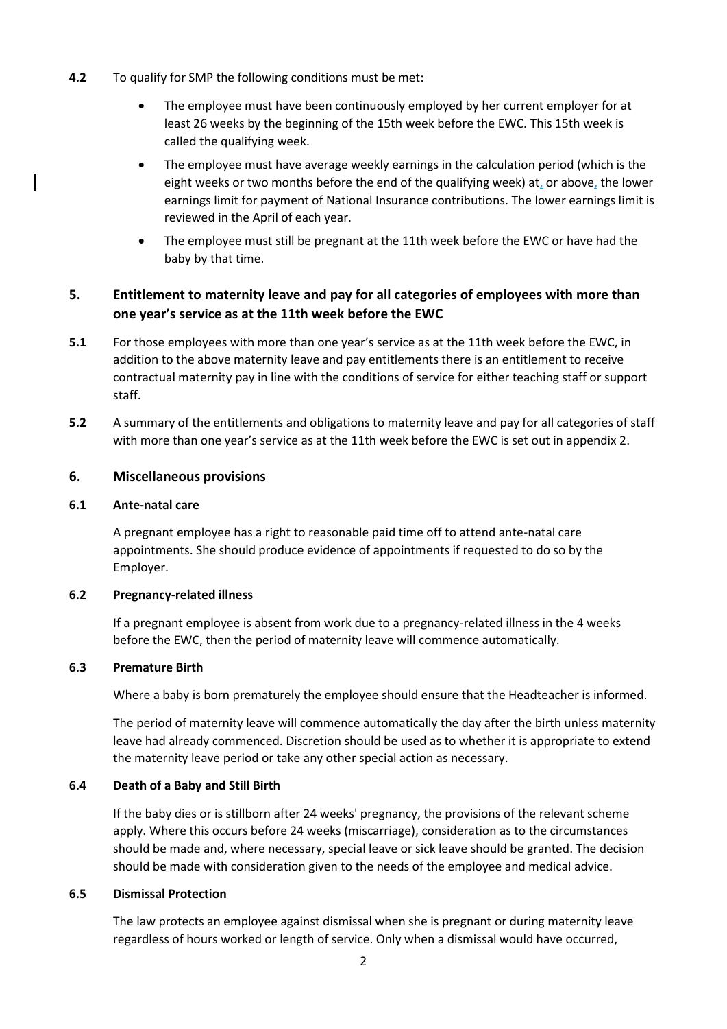**4.2** To qualify for SMP the following conditions must be met:

- The employee must have been continuously employed by her current employer for at least 26 weeks by the beginning of the 15th week before the EWC. This 15th week is called the qualifying week.
- The employee must have average weekly earnings in the calculation period (which is the eight weeks or two months before the end of the qualifying week) at, or above, the lower earnings limit for payment of National Insurance contributions. The lower earnings limit is reviewed in the April of each year.
- The employee must still be pregnant at the 11th week before the EWC or have had the baby by that time.

## 5. Entitlement to maternity leave and pay for all categories of employees with more than one year's service as at the 11th week before the EWC

**5.1** For those employees with more than one year's service as at the 11th week before the EWC, in addition to the above maternity leave and pay entitlements there is an entitlement to receive contractual maternity pay in line with the conditions of service for either teaching staff or support staff.

**5.2** A summary of the entitlements and obligations to maternity leave and pay for all categories of staff with more than one year's service as at the 11th week before the EWC is set out in appendix 2.

## 6. Miscellaneous provisions

### 6.1 Ante-natal care

A pregnant employee has a right to reasonable paid time off to attend ante-natal care appointments. She should produce evidence of appointments if requested to do so by the Employer.

### 6.2 Pregnancy-related illness

If a pregnant employee is absent from work due to a pregnancy-related illness in the 4 weeks before the EWC, then the period of maternity leave will commence automatically.

### 6.3 Premature Birth

Where a baby is born prematurely the employee should ensure that the Headteacher is informed.

The period of maternity leave will commence automatically the day after the birth unless maternity leave had already commenced. Discretion should be used as to whether it is appropriate to extend the maternity leave period or take any other special action as necessary.

### 6.4 Death of a Baby and Still Birth

If the baby dies or is stillborn after 24 weeks' pregnancy, the provisions of the relevant scheme apply. Where this occurs before 24 weeks (miscarriage), consideration as to the circumstances should be made and, where necessary, special leave or sick leave should be granted. The decision should be made with consideration given to the needs of the employee and medical advice.

### 6.5 Dismissal Protection

The law protects an employee against dismissal when she is pregnant or during maternity leave regardless of hours worked or length of service. Only when a dismissal would have occurred,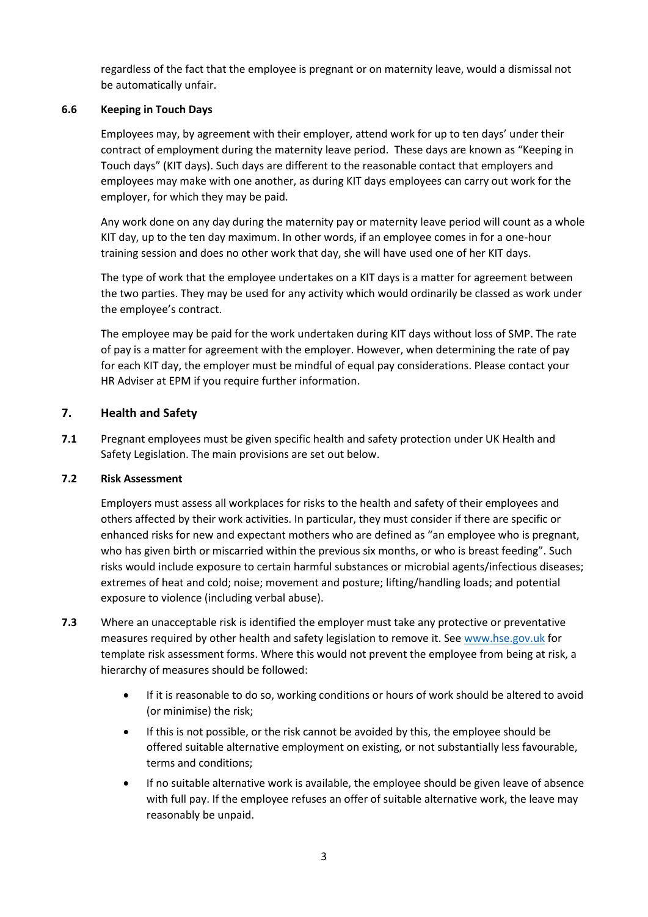regardless of the fact that the employee is pregnant or on maternity leave, would a dismissal not be automatically unfair.

### 6.6 Keeping in Touch Days

Employees may, by agreement with their employer, attend work for up to ten days' under their contract of employment during the maternity leave period. These days are known as "Keeping in Touch days" (KIT days). Such days are different to the reasonable contact that employers and employees may make with one another, as during KIT days employees can carry out work for the employer, for which they may be paid.

Any work done on any day during the maternity pay or maternity leave period will count as a whole KIT day, up to the ten day maximum. In other words, if an employee comes in for a one-hour training session and does no other work that day, she will have used one of her KIT days.

The type of work that the employee undertakes on a KIT days is a matter for agreement between the two parties. They may be used for any activity which would ordinarily be classed as work under the employee's contract.

The employee may be paid for the work undertaken during KIT days without loss of SMP. The rate of pay is a matter for agreement with the employer. However, when determining the rate of pay for each KIT day, the employer must be mindful of equal pay considerations. Please contact your HR Adviser at EPM if you require further information.

## 7. Health and Safety

**7.1** Pregnant employees must be given specific health and safety protection under UK Health and Safety Legislation. The main provisions are set out below.

### 7.2 Risk Assessment

Employers must assess all workplaces for risks to the health and safety of their employees and others affected by their work activities. In particular, they must consider if there are specific or enhanced risks for new and expectant mothers who are defined as "an employee who is pregnant, who has given birth or miscarried within the previous six months, or who is breast feeding". Such risks would include exposure to certain harmful substances or microbial agents/infectious diseases; extremes of heat and cold; noise; movement and posture; lifting/handling loads; and potential exposure to violence (including verbal abuse).

**7.3** Where an unacceptable risk is identified the employer must take any protective or preventative measures required by other health and safety legislation to remove it. See [www.hse.gov.uk](http://www.hse.gov.uk) for template risk assessment forms. Where this would not prevent the employee from being at risk, a hierarchy of measures should be followed:

- If it is reasonable to do so, working conditions or hours of work should be altered to avoid (or minimise) the risk;
- If this is not possible, or the risk cannot be avoided by this, the employee should be offered suitable alternative employment on existing, or not substantially less favourable, terms and conditions;
- If no suitable alternative work is available, the employee should be given leave of absence with full pay. If the employee refuses an offer of suitable alternative work, the leave may reasonably be unpaid.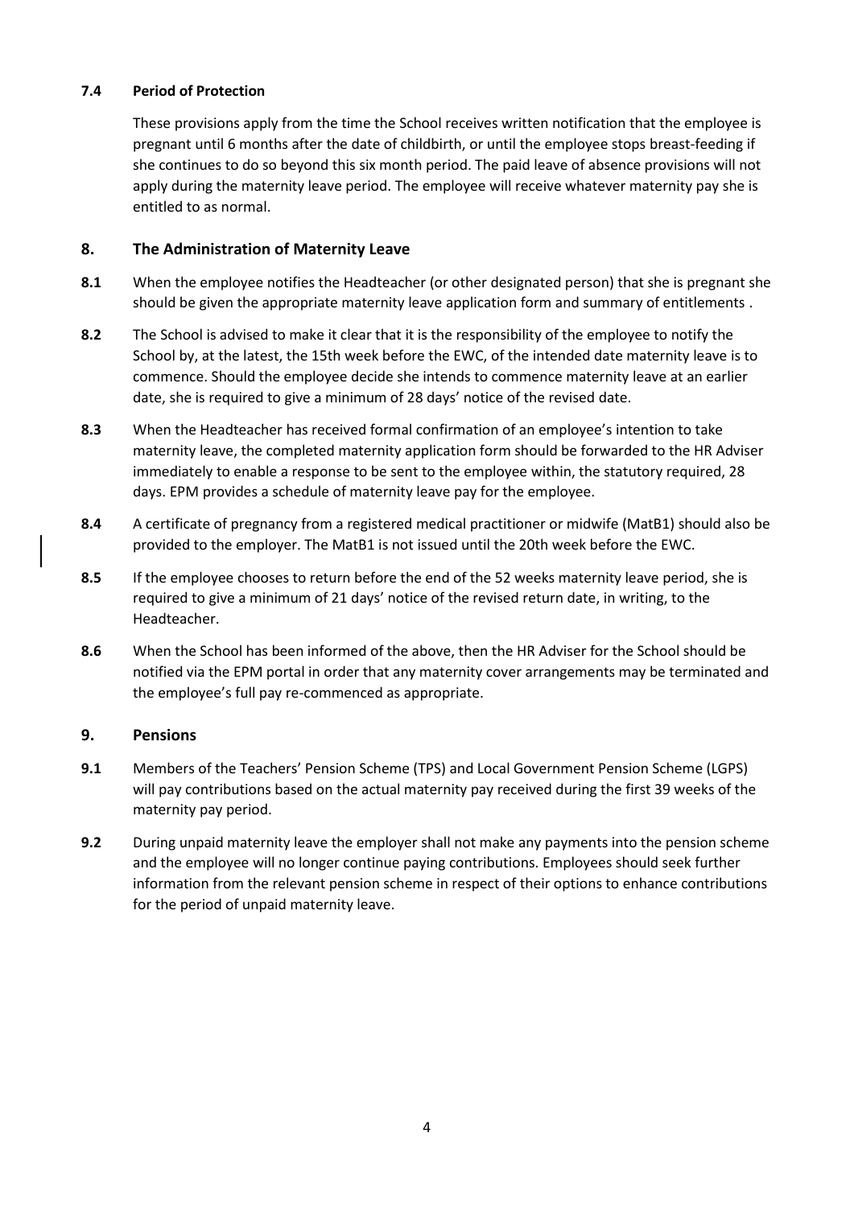### 7.4 Period of Protection

These provisions apply from the time the School receives written notification that the employee is pregnant until 6 months after the date of childbirth, or until the employee stops breast-feeding if she continues to do so beyond this six month period. The paid leave of absence provisions will not apply during the maternity leave period. The employee will receive whatever maternity pay she is entitled to as normal.

## 8. The Administration of Maternity Leave

**8.1** When the employee notifies the Headteacher (or other designated person) that she is pregnant she should be given the appropriate maternity leave application form and summary of entitlements .

**8.2** The School is advised to make it clear that it is the responsibility of the employee to notify the School by, at the latest, the 15th week before the EWC, of the intended date maternity leave is to commence. Should the employee decide she intends to commence maternity leave at an earlier date, she is required to give a minimum of 28 days' notice of the revised date.

**8.3** When the Headteacher has received formal confirmation of an employee's intention to take maternity leave, the completed maternity application form should be forwarded to the HR Adviser immediately to enable a response to be sent to the employee within, the statutory required, 28 days. EPM provides a schedule of maternity leave pay for the employee.

**8.4** A certificate of pregnancy from a registered medical practitioner or midwife (MatB1) should also be provided to the employer. The MatB1 is not issued until the 20th week before the EWC.

**8.5** If the employee chooses to return before the end of the 52 weeks maternity leave period, she is required to give a minimum of 21 days' notice of the revised return date, in writing, to the Headteacher.

**8.6** When the School has been informed of the above, then the HR Adviser for the School should be notified via the EPM portal in order that any maternity cover arrangements may be terminated and the employee's full pay re-commenced as appropriate.

## 9. Pensions

**9.1** Members of the Teachers' Pension Scheme (TPS) and Local Government Pension Scheme (LGPS) will pay contributions based on the actual maternity pay received during the first 39 weeks of the maternity pay period.

**9.2** During unpaid maternity leave the employer shall not make any payments into the pension scheme and the employee will no longer continue paying contributions. Employees should seek further information from the relevant pension scheme in respect of their options to enhance contributions for the period of unpaid maternity leave.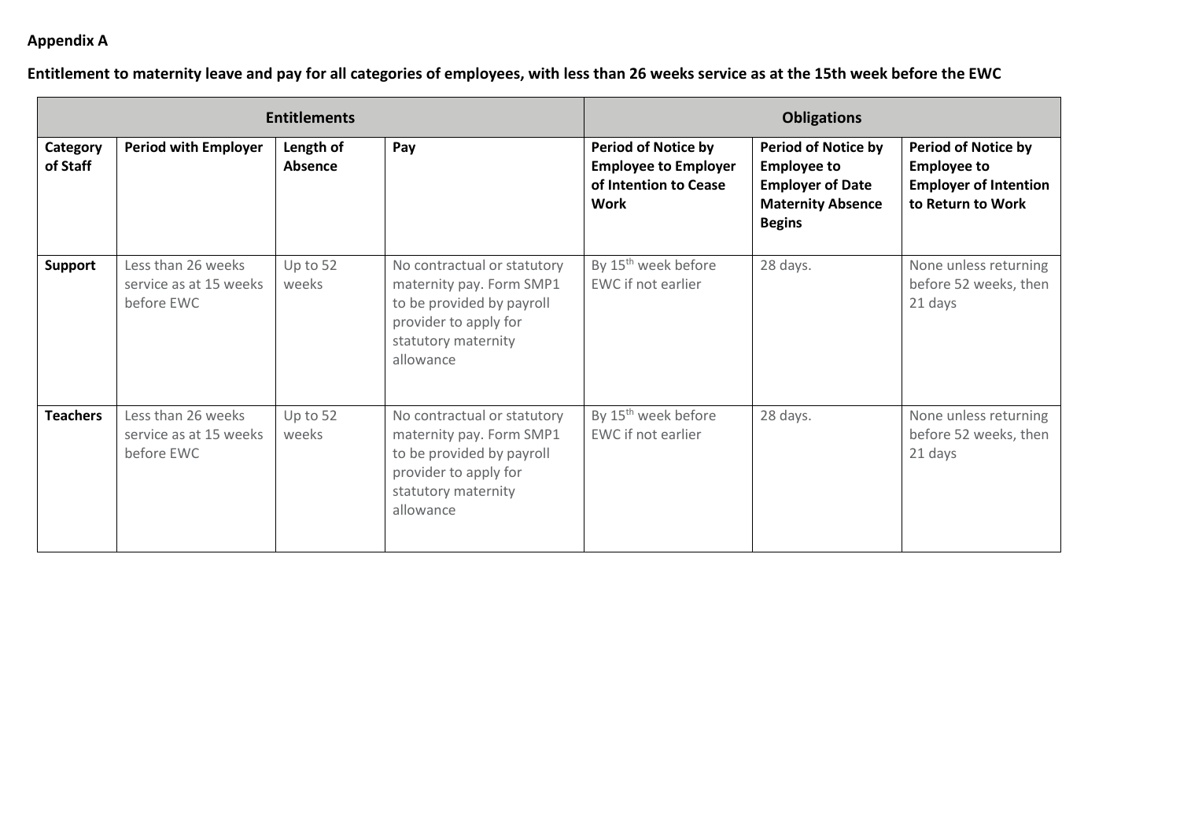**Appendix A**

**Entitlement to maternity leave and pay for all categories of employees, with less than 26 weeks service as at the 15th week before the EWC**

| Entitlements | | | | Obligations | | |
|---|---|---|---|---|---|---|
| **Category of Staff** | **Period with Employer** | **Length of Absence** | **Pay** | **Period of Notice by Employee to Employer of Intention to Cease Work** | **Period of Notice by Employee to Employer of Date Maternity Absence Begins** | **Period of Notice by Employee to Employer of Intention to Return to Work** |
| **Support** | Less than 26 weeks service as at 15 weeks before EWC | Up to 52 weeks | No contractual or statutory maternity pay. Form SMP1 to be provided by payroll provider to apply for statutory maternity allowance | By 15th week before EWC if not earlier | 28 days. | None unless returning before 52 weeks, then 21 days |
| **Teachers** | Less than 26 weeks service as at 15 weeks before EWC | Up to 52 weeks | No contractual or statutory maternity pay. Form SMP1 to be provided by payroll provider to apply for statutory maternity allowance | By 15th week before EWC if not earlier | 28 days. | None unless returning before 52 weeks, then 21 days |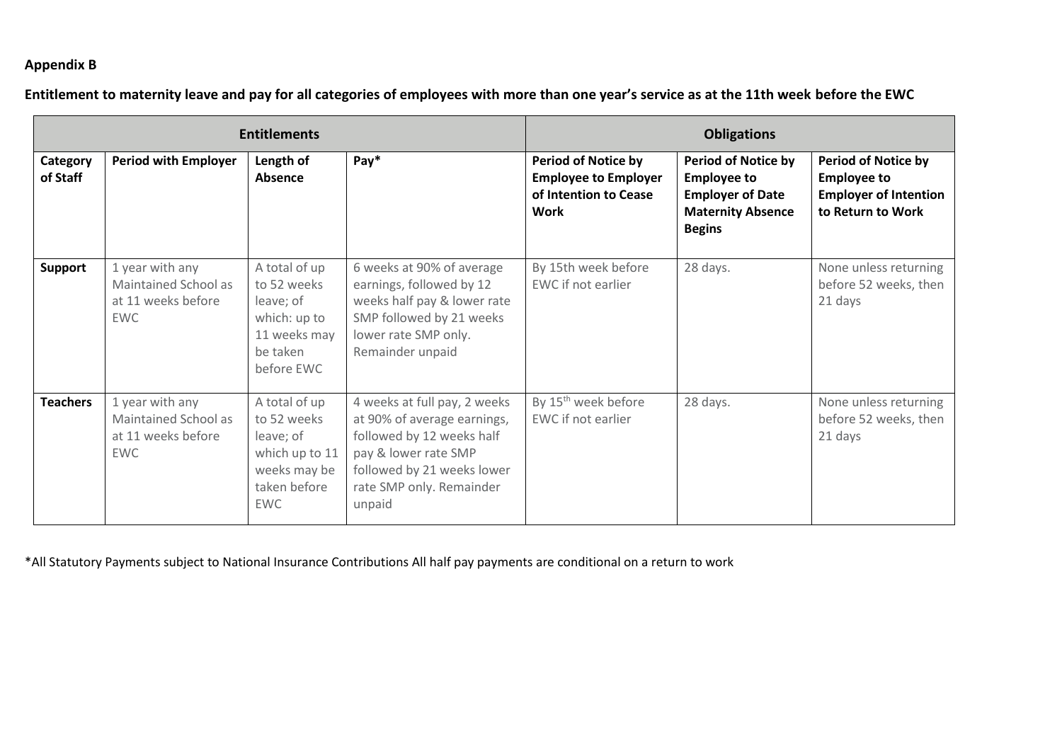**Appendix B**

**Entitlement to maternity leave and pay for all categories of employees with more than one year's service as at the 11th week before the EWC**

| Entitlements | | | | Obligations | | |
|---|---|---|---|---|---|---|
| **Category of Staff** | **Period with Employer** | **Length of Absence** | **Pay*** | **Period of Notice by Employee to Employer of Intention to Cease Work** | **Period of Notice by Employee to Employer of Date Maternity Absence Begins** | **Period of Notice by Employee to Employer of Intention to Return to Work** |
| **Support** | 1 year with any Maintained School as at 11 weeks before EWC | A total of up to 52 weeks leave; of which: up to 11 weeks may be taken before EWC | 6 weeks at 90% of average earnings, followed by 12 weeks half pay & lower rate SMP followed by 21 weeks lower rate SMP only. Remainder unpaid | By 15th week before EWC if not earlier | 28 days. | None unless returning before 52 weeks, then 21 days |
| **Teachers** | 1 year with any Maintained School as at 11 weeks before EWC | A total of up to 52 weeks leave; of which up to 11 weeks may be taken before EWC | 4 weeks at full pay, 2 weeks at 90% of average earnings, followed by 12 weeks half pay & lower rate SMP followed by 21 weeks lower rate SMP only. Remainder unpaid | By 15th week before EWC if not earlier | 28 days. | None unless returning before 52 weeks, then 21 days |

*All Statutory Payments subject to National Insurance Contributions All half pay payments are conditional on a return to work